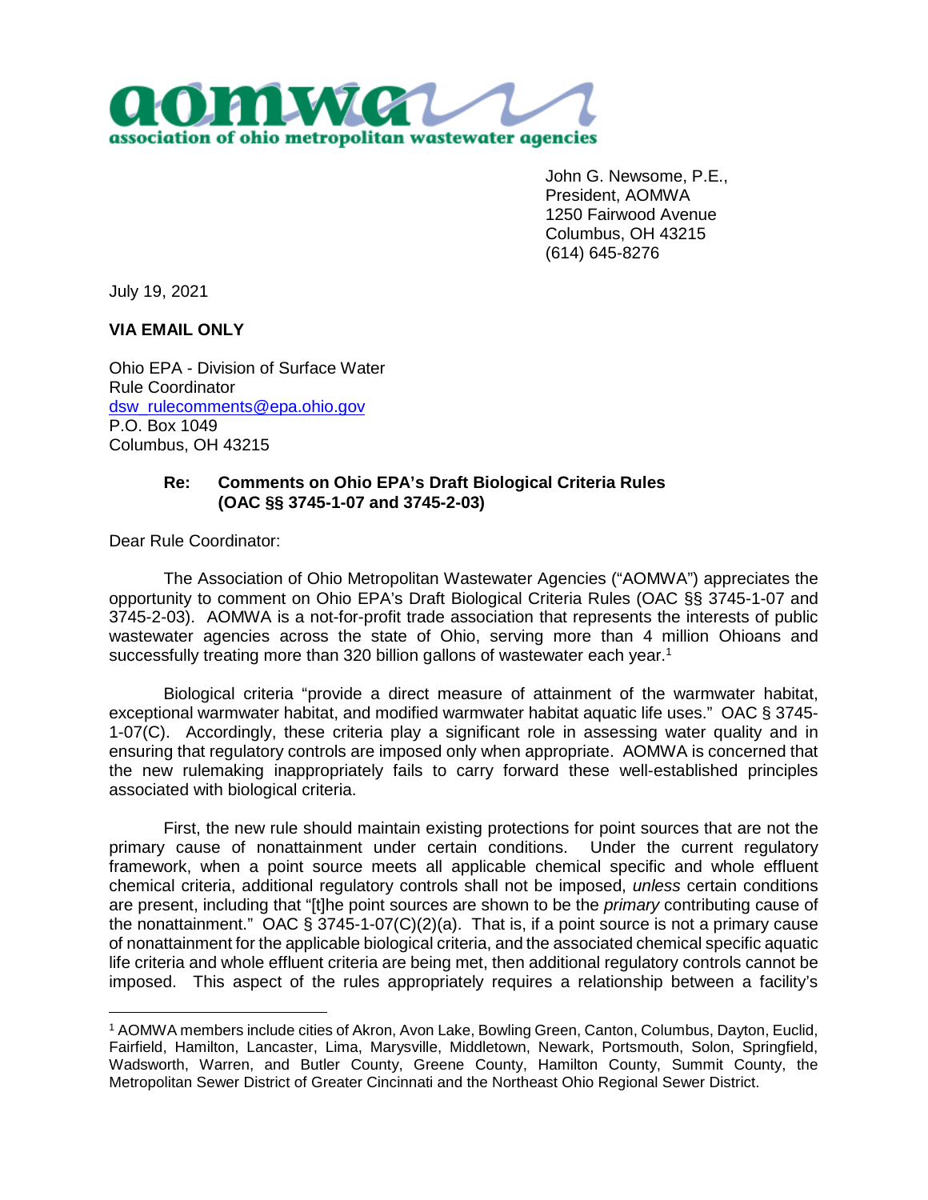**aomwa**
**association of ohio metropolitan wastewater agencies**

John G. Newsome, P.E.,
President, AOMWA
1250 Fairwood Avenue
Columbus, OH 43215
(614) 645-8276

July 19, 2021

**VIA EMAIL ONLY**

Ohio EPA - Division of Surface Water
Rule Coordinator
dsw_rulecomments@epa.ohio.gov
P.O. Box 1049
Columbus, OH 43215

**Re: Comments on Ohio EPA's Draft Biological Criteria Rules (OAC §§ 3745-1-07 and 3745-2-03)**

Dear Rule Coordinator:

The Association of Ohio Metropolitan Wastewater Agencies ("AOMWA") appreciates the opportunity to comment on Ohio EPA's Draft Biological Criteria Rules (OAC §§ 3745-1-07 and 3745-2-03). AOMWA is a not-for-profit trade association that represents the interests of public wastewater agencies across the state of Ohio, serving more than 4 million Ohioans and successfully treating more than 320 billion gallons of wastewater each year.[1]

Biological criteria "provide a direct measure of attainment of the warmwater habitat, exceptional warmwater habitat, and modified warmwater habitat aquatic life uses." OAC § 3745-1-07(C). Accordingly, these criteria play a significant role in assessing water quality and in ensuring that regulatory controls are imposed only when appropriate. AOMWA is concerned that the new rulemaking inappropriately fails to carry forward these well-established principles associated with biological criteria.

First, the new rule should maintain existing protections for point sources that are not the primary cause of nonattainment under certain conditions. Under the current regulatory framework, when a point source meets all applicable chemical specific and whole effluent chemical criteria, additional regulatory controls shall not be imposed, *unless* certain conditions are present, including that "[t]he point sources are shown to be the *primary* contributing cause of the nonattainment." OAC § 3745-1-07(C)(2)(a). That is, if a point source is not a primary cause of nonattainment for the applicable biological criteria, and the associated chemical specific aquatic life criteria and whole effluent criteria are being met, then additional regulatory controls cannot be imposed. This aspect of the rules appropriately requires a relationship between a facility's

---

[1] AOMWA members include cities of Akron, Avon Lake, Bowling Green, Canton, Columbus, Dayton, Euclid, Fairfield, Hamilton, Lancaster, Lima, Marysville, Middletown, Newark, Portsmouth, Solon, Springfield, Wadsworth, Warren, and Butler County, Greene County, Hamilton County, Summit County, the Metropolitan Sewer District of Greater Cincinnati and the Northeast Ohio Regional Sewer District.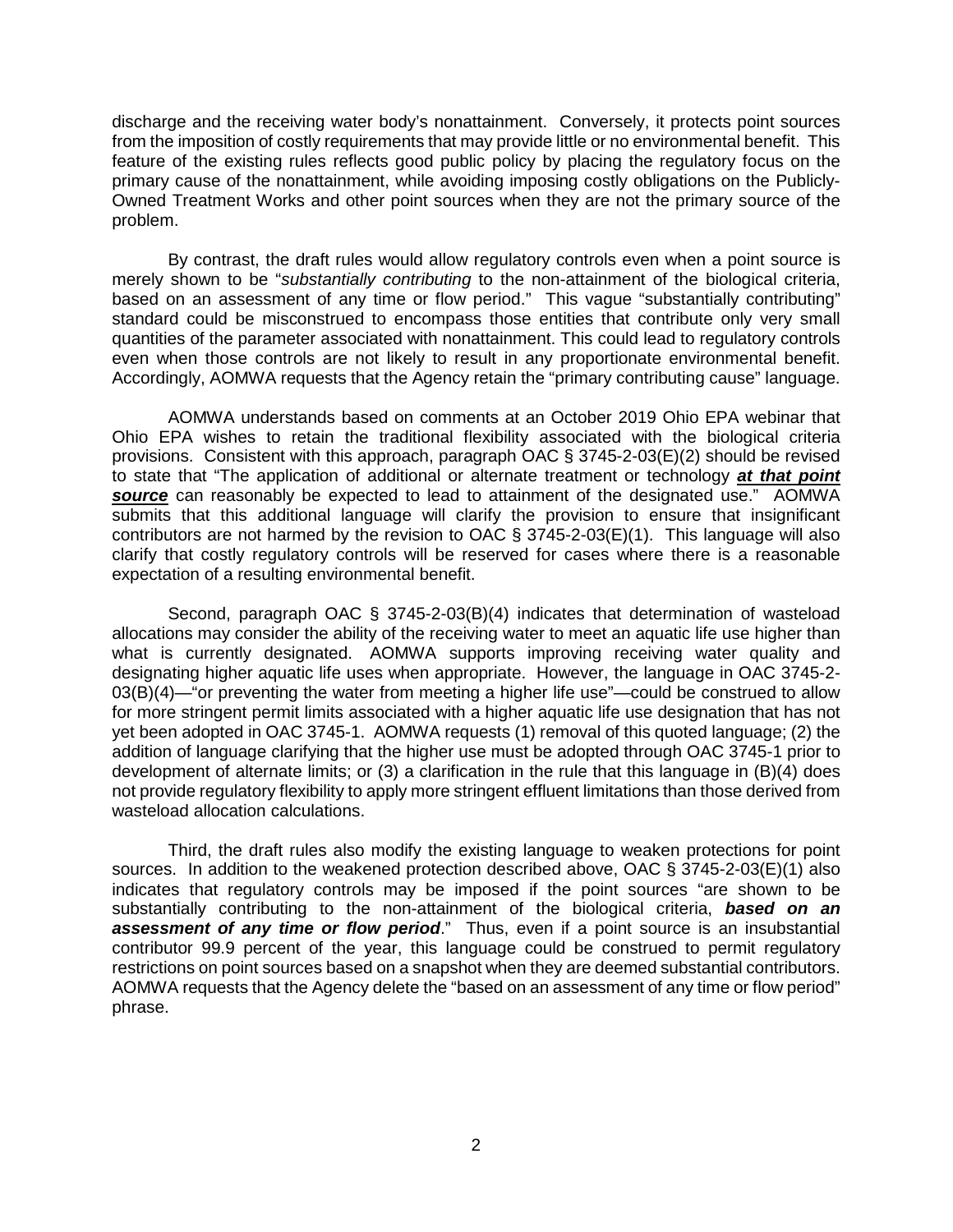discharge and the receiving water body's nonattainment. Conversely, it protects point sources from the imposition of costly requirements that may provide little or no environmental benefit. This feature of the existing rules reflects good public policy by placing the regulatory focus on the primary cause of the nonattainment, while avoiding imposing costly obligations on the Publicly-Owned Treatment Works and other point sources when they are not the primary source of the problem.

By contrast, the draft rules would allow regulatory controls even when a point source is merely shown to be "*substantially contributing* to the non-attainment of the biological criteria, based on an assessment of any time or flow period." This vague "substantially contributing" standard could be misconstrued to encompass those entities that contribute only very small quantities of the parameter associated with nonattainment. This could lead to regulatory controls even when those controls are not likely to result in any proportionate environmental benefit. Accordingly, AOMWA requests that the Agency retain the "primary contributing cause" language.

AOMWA understands based on comments at an October 2019 Ohio EPA webinar that Ohio EPA wishes to retain the traditional flexibility associated with the biological criteria provisions. Consistent with this approach, paragraph OAC § 3745-2-03(E)(2) should be revised to state that "The application of additional or alternate treatment or technology ***<u>at that point source</u>*** can reasonably be expected to lead to attainment of the designated use." AOMWA submits that this additional language will clarify the provision to ensure that insignificant contributors are not harmed by the revision to OAC § 3745-2-03(E)(1). This language will also clarify that costly regulatory controls will be reserved for cases where there is a reasonable expectation of a resulting environmental benefit.

Second, paragraph OAC § 3745-2-03(B)(4) indicates that determination of wasteload allocations may consider the ability of the receiving water to meet an aquatic life use higher than what is currently designated. AOMWA supports improving receiving water quality and designating higher aquatic life uses when appropriate. However, the language in OAC 3745-2-03(B)(4)—"or preventing the water from meeting a higher life use"—could be construed to allow for more stringent permit limits associated with a higher aquatic life use designation that has not yet been adopted in OAC 3745-1. AOMWA requests (1) removal of this quoted language; (2) the addition of language clarifying that the higher use must be adopted through OAC 3745-1 prior to development of alternate limits; or (3) a clarification in the rule that this language in (B)(4) does not provide regulatory flexibility to apply more stringent effluent limitations than those derived from wasteload allocation calculations.

Third, the draft rules also modify the existing language to weaken protections for point sources. In addition to the weakened protection described above, OAC § 3745-2-03(E)(1) also indicates that regulatory controls may be imposed if the point sources "are shown to be substantially contributing to the non-attainment of the biological criteria, ***based on an assessment of any time or flow period***." Thus, even if a point source is an insubstantial contributor 99.9 percent of the year, this language could be construed to permit regulatory restrictions on point sources based on a snapshot when they are deemed substantial contributors. AOMWA requests that the Agency delete the "based on an assessment of any time or flow period" phrase.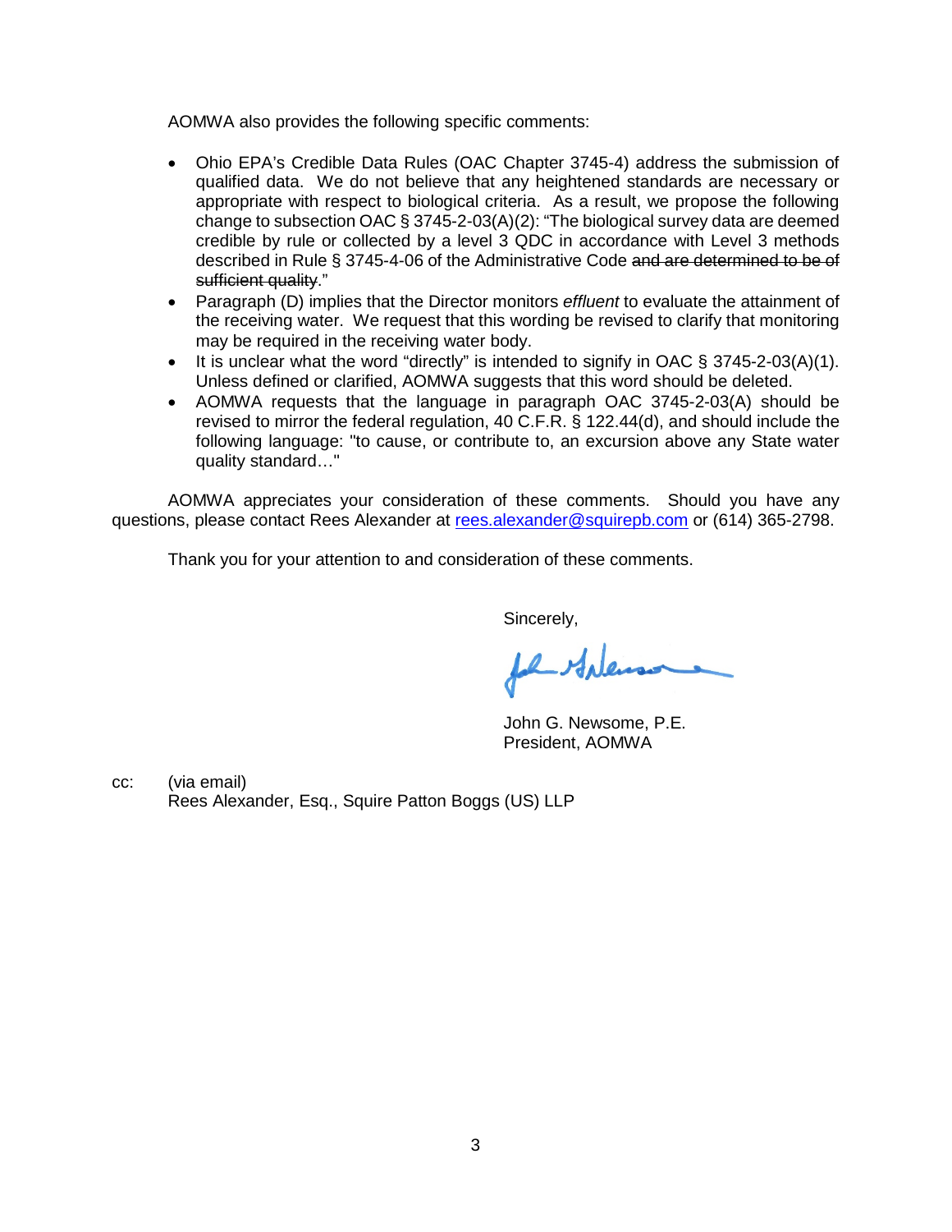AOMWA also provides the following specific comments:

- Ohio EPA's Credible Data Rules (OAC Chapter 3745-4) address the submission of qualified data. We do not believe that any heightened standards are necessary or appropriate with respect to biological criteria. As a result, we propose the following change to subsection OAC § 3745-2-03(A)(2): "The biological survey data are deemed credible by rule or collected by a level 3 QDC in accordance with Level 3 methods described in Rule § 3745-4-06 of the Administrative Code ~~and are determined to be of sufficient quality~~."
- Paragraph (D) implies that the Director monitors *effluent* to evaluate the attainment of the receiving water. We request that this wording be revised to clarify that monitoring may be required in the receiving water body.
- It is unclear what the word "directly" is intended to signify in OAC § 3745-2-03(A)(1). Unless defined or clarified, AOMWA suggests that this word should be deleted.
- AOMWA requests that the language in paragraph OAC 3745-2-03(A) should be revised to mirror the federal regulation, 40 C.F.R. § 122.44(d), and should include the following language: "to cause, or contribute to, an excursion above any State water quality standard…"

AOMWA appreciates your consideration of these comments. Should you have any questions, please contact Rees Alexander at rees.alexander@squirepb.com or (614) 365-2798.

Thank you for your attention to and consideration of these comments.

Sincerely,

John G. Newsome, P.E.
President, AOMWA

cc: (via email)
Rees Alexander, Esq., Squire Patton Boggs (US) LLP